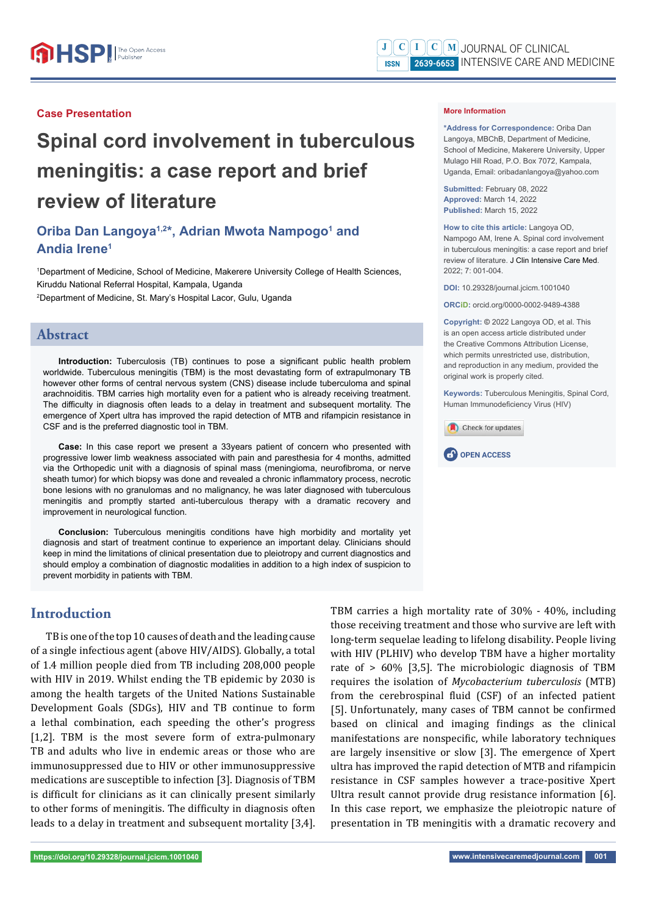Case Presentation

# Spinal cord involvement in tuberculous meningitis: a case report and brief review of literature

**Oriba Dan Langoya[1,2]*, Adrian Mwota Nampogo[1] and Andia Irene[1]**

[1]Department of Medicine, School of Medicine, Makerere University College of Health Sciences, Kiruddu National Referral Hospital, Kampala, Uganda

[2]Department of Medicine, St. Mary's Hospital Lacor, Gulu, Uganda

**More Information**

**\*Address for Correspondence:** Oriba Dan Langoya, MBChB, Department of Medicine, School of Medicine, Makerere University, Upper Mulago Hill Road, P.O. Box 7072, Kampala, Uganda, Email: oribadanlangoya@yahoo.com

**Submitted:** February 08, 2022
**Approved:** March 14, 2022
**Published:** March 15, 2022

**How to cite this article:** Langoya OD, Nampogo AM, Irene A. Spinal cord involvement in tuberculous meningitis: a case report and brief review of literature. J Clin Intensive Care Med. 2022; 7: 001-004.

**DOI:** 10.29328/journal.jcicm.1001040

**ORCiD:** orcid.org/0000-0002-9489-4388

**Copyright:** © 2022 Langoya OD, et al. This is an open access article distributed under the Creative Commons Attribution License, which permits unrestricted use, distribution, and reproduction in any medium, provided the original work is properly cited.

**Keywords:** Tuberculous Meningitis, Spinal Cord, Human Immunodeficiency Virus (HIV)

## Abstract

**Introduction:** Tuberculosis (TB) continues to pose a significant public health problem worldwide. Tuberculous meningitis (TBM) is the most devastating form of extrapulmonary TB however other forms of central nervous system (CNS) disease include tuberculoma and spinal arachnoiditis. TBM carries high mortality even for a patient who is already receiving treatment. The difficulty in diagnosis often leads to a delay in treatment and subsequent mortality. The emergence of Xpert ultra has improved the rapid detection of MTB and rifampicin resistance in CSF and is the preferred diagnostic tool in TBM.

**Case:** In this case report we present a 33years patient of concern who presented with progressive lower limb weakness associated with pain and paresthesia for 4 months, admitted via the Orthopedic unit with a diagnosis of spinal mass (meningioma, neurofibroma, or nerve sheath tumor) for which biopsy was done and revealed a chronic inflammatory process, necrotic bone lesions with no granulomas and no malignancy, he was later diagnosed with tuberculous meningitis and promptly started anti-tuberculous therapy with a dramatic recovery and improvement in neurological function.

**Conclusion:** Tuberculous meningitis conditions have high morbidity and mortality yet diagnosis and start of treatment continue to experience an important delay. Clinicians should keep in mind the limitations of clinical presentation due to pleiotropy and current diagnostics and should employ a combination of diagnostic modalities in addition to a high index of suspicion to prevent morbidity in patients with TBM.

## Introduction

TB is one of the top 10 causes of death and the leading cause of a single infectious agent (above HIV/AIDS). Globally, a total of 1.4 million people died from TB including 208,000 people with HIV in 2019. Whilst ending the TB epidemic by 2030 is among the health targets of the United Nations Sustainable Development Goals (SDGs), HIV and TB continue to form a lethal combination, each speeding the other's progress [1,2]. TBM is the most severe form of extra-pulmonary TB and adults who live in endemic areas or those who are immunosuppressed due to HIV or other immunosuppressive medications are susceptible to infection [3]. Diagnosis of TBM is difficult for clinicians as it can clinically present similarly to other forms of meningitis. The difficulty in diagnosis often leads to a delay in treatment and subsequent mortality [3,4]. TBM carries a high mortality rate of 30% - 40%, including those receiving treatment and those who survive are left with long-term sequelae leading to lifelong disability. People living with HIV (PLHIV) who develop TBM have a higher mortality rate of > 60% [3,5]. The microbiologic diagnosis of TBM requires the isolation of *Mycobacterium tuberculosis* (MTB) from the cerebrospinal fluid (CSF) of an infected patient [5]. Unfortunately, many cases of TBM cannot be confirmed based on clinical and imaging findings as the clinical manifestations are nonspecific, while laboratory techniques are largely insensitive or slow [3]. The emergence of Xpert ultra has improved the rapid detection of MTB and rifampicin resistance in CSF samples however a trace-positive Xpert Ultra result cannot provide drug resistance information [6]. In this case report, we emphasize the pleiotropic nature of presentation in TB meningitis with a dramatic recovery and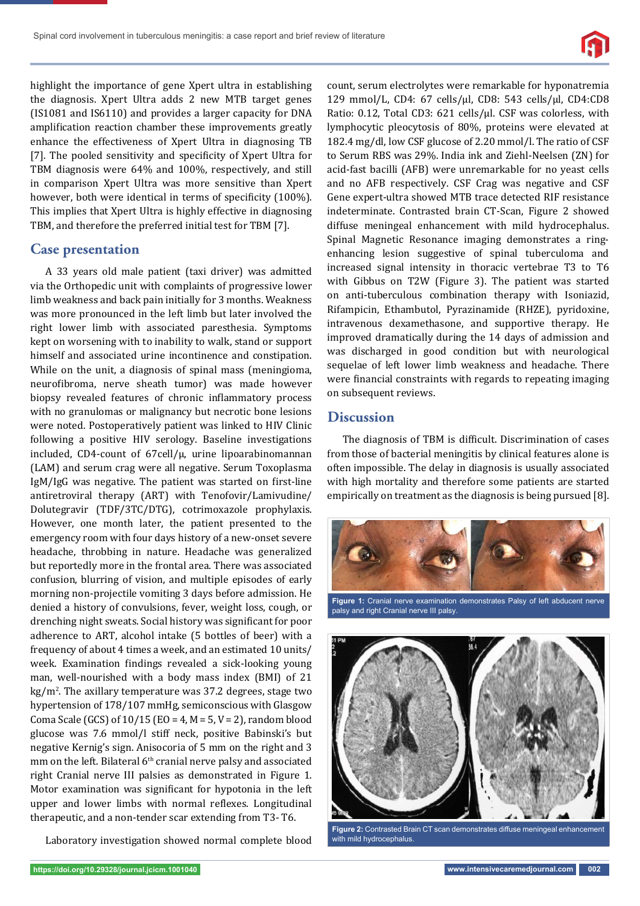highlight the importance of gene Xpert ultra in establishing the diagnosis. Xpert Ultra adds 2 new MTB target genes (IS1081 and IS6110) and provides a larger capacity for DNA amplification reaction chamber these improvements greatly enhance the effectiveness of Xpert Ultra in diagnosing TB [7]. The pooled sensitivity and specificity of Xpert Ultra for TBM diagnosis were 64% and 100%, respectively, and still in comparison Xpert Ultra was more sensitive than Xpert however, both were identical in terms of specificity (100%). This implies that Xpert Ultra is highly effective in diagnosing TBM, and therefore the preferred initial test for TBM [7].

## Case presentation

A 33 years old male patient (taxi driver) was admitted via the Orthopedic unit with complaints of progressive lower limb weakness and back pain initially for 3 months. Weakness was more pronounced in the left limb but later involved the right lower limb with associated paresthesia. Symptoms kept on worsening with to inability to walk, stand or support himself and associated urine incontinence and constipation. While on the unit, a diagnosis of spinal mass (meningioma, neurofibroma, nerve sheath tumor) was made however biopsy revealed features of chronic inflammatory process with no granulomas or malignancy but necrotic bone lesions were noted. Postoperatively patient was linked to HIV Clinic following a positive HIV serology. Baseline investigations included, CD4-count of 67cell/μ, urine lipoarabinomannan (LAM) and serum crag were all negative. Serum Toxoplasma IgM/IgG was negative. The patient was started on first-line antiretroviral therapy (ART) with Tenofovir/Lamivudine/Dolutegravir (TDF/3TC/DTG), cotrimoxazole prophylaxis. However, one month later, the patient presented to the emergency room with four days history of a new-onset severe headache, throbbing in nature. Headache was generalized but reportedly more in the frontal area. There was associated confusion, blurring of vision, and multiple episodes of early morning non-projectile vomiting 3 days before admission. He denied a history of convulsions, fever, weight loss, cough, or drenching night sweats. Social history was significant for poor adherence to ART, alcohol intake (5 bottles of beer) with a frequency of about 4 times a week, and an estimated 10 units/week. Examination findings revealed a sick-looking young man, well-nourished with a body mass index (BMI) of 21 kg/m$^2$. The axillary temperature was 37.2 degrees, stage two hypertension of 178/107 mmHg, semiconscious with Glasgow Coma Scale (GCS) of 10/15 (EO = 4, M = 5, V = 2), random blood glucose was 7.6 mmol/l stiff neck, positive Babinski's but negative Kernig's sign. Anisocoria of 5 mm on the right and 3 mm on the left. Bilateral 6$^{th}$ cranial nerve palsy and associated right Cranial nerve III palsies as demonstrated in Figure 1. Motor examination was significant for hypotonia in the left upper and lower limbs with normal reflexes. Longitudinal therapeutic, and a non-tender scar extending from T3- T6.

Laboratory investigation showed normal complete blood count, serum electrolytes were remarkable for hyponatremia 129 mmol/L, CD4: 67 cells/μl, CD8: 543 cells/μl, CD4:CD8 Ratio: 0.12, Total CD3: 621 cells/μl. CSF was colorless, with lymphocytic pleocytosis of 80%, proteins were elevated at 182.4 mg/dl, low CSF glucose of 2.20 mmol/l. The ratio of CSF to Serum RBS was 29%. India ink and Ziehl-Neelsen (ZN) for acid-fast bacilli (AFB) were unremarkable for no yeast cells and no AFB respectively. CSF Crag was negative and CSF Gene expert-ultra showed MTB trace detected RIF resistance indeterminate. Contrasted brain CT-Scan, Figure 2 showed diffuse meningeal enhancement with mild hydrocephalus. Spinal Magnetic Resonance imaging demonstrates a ring-enhancing lesion suggestive of spinal tuberculoma and increased signal intensity in thoracic vertebrae T3 to T6 with Gibbus on T2W (Figure 3). The patient was started on anti-tuberculous combination therapy with Isoniazid, Rifampicin, Ethambutol, Pyrazinamide (RHZE), pyridoxine, intravenous dexamethasone, and supportive therapy. He improved dramatically during the 14 days of admission and was discharged in good condition but with neurological sequelae of left lower limb weakness and headache. There were financial constraints with regards to repeating imaging on subsequent reviews.

## Discussion

The diagnosis of TBM is difficult. Discrimination of cases from those of bacterial meningitis by clinical features alone is often impossible. The delay in diagnosis is usually associated with high mortality and therefore some patients are started empirically on treatment as the diagnosis is being pursued [8].

**Figure 1:** Cranial nerve examination demonstrates Palsy of left abducent nerve palsy and right Cranial nerve III palsy.

**Figure 2:** Contrasted Brain CT scan demonstrates diffuse meningeal enhancement with mild hydrocephalus.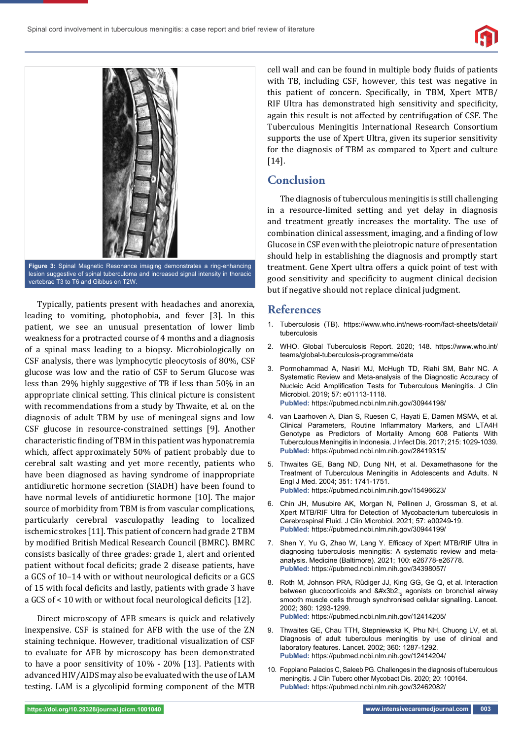**Figure 3:** Spinal Magnetic Resonance imaging demonstrates a ring-enhancing lesion suggestive of spinal tuberculoma and increased signal intensity in thoracic vertebrae T3 to T6 and Gibbus on T2W.

Typically, patients present with headaches and anorexia, leading to vomiting, photophobia, and fever [3]. In this patient, we see an unusual presentation of lower limb weakness for a protracted course of 4 months and a diagnosis of a spinal mass leading to a biopsy. Microbiologically on CSF analysis, there was lymphocytic pleocytosis of 80%, CSF glucose was low and the ratio of CSF to Serum Glucose was less than 29% highly suggestive of TB if less than 50% in an appropriate clinical setting. This clinical picture is consistent with recommendations from a study by Thwaite, et al. on the diagnosis of adult TBM by use of meningeal signs and low CSF glucose in resource-constrained settings [9]. Another characteristic finding of TBM in this patient was hyponatremia which, affect approximately 50% of patient probably due to cerebral salt wasting and yet more recently, patients who have been diagnosed as having syndrome of inappropriate antidiuretic hormone secretion (SIADH) have been found to have normal levels of antidiuretic hormone [10]. The major source of morbidity from TBM is from vascular complications, particularly cerebral vasculopathy leading to localized ischemic strokes [11]. This patient of concern had grade 2 TBM by modified British Medical Research Council (BMRC). BMRC consists basically of three grades: grade 1, alert and oriented patient without focal deficits; grade 2 disease patients, have a GCS of 10–14 with or without neurological deficits or a GCS of 15 with focal deficits and lastly, patients with grade 3 have a GCS of < 10 with or without focal neurological deficits [12].

Direct microscopy of AFB smears is quick and relatively inexpensive. CSF is stained for AFB with the use of the ZN staining technique. However, traditional visualization of CSF to evaluate for AFB by microscopy has been demonstrated to have a poor sensitivity of 10% - 20% [13]. Patients with advanced HIV/AIDS may also be evaluated with the use of LAM testing. LAM is a glycolipid forming component of the MTB cell wall and can be found in multiple body fluids of patients with TB, including CSF, however, this test was negative in this patient of concern. Specifically, in TBM, Xpert MTB/RIF Ultra has demonstrated high sensitivity and specificity, again this result is not affected by centrifugation of CSF. The Tuberculous Meningitis International Research Consortium supports the use of Xpert Ultra, given its superior sensitivity for the diagnosis of TBM as compared to Xpert and culture [14].

## Conclusion

The diagnosis of tuberculous meningitis is still challenging in a resource-limited setting and yet delay in diagnosis and treatment greatly increases the mortality. The use of combination clinical assessment, imaging, and a finding of low Glucose in CSF even with the pleiotropic nature of presentation should help in establishing the diagnosis and promptly start treatment. Gene Xpert ultra offers a quick point of test with good sensitivity and specificity to augment clinical decision but if negative should not replace clinical judgment.

## References

1. Tuberculosis (TB). https://www.who.int/news-room/fact-sheets/detail/tuberculosis
2. WHO. Global Tuberculosis Report. 2020; 148. https://www.who.int/teams/global-tuberculosis-programme/data
3. Pormohammad A, Nasiri MJ, McHugh TD, Riahi SM, Bahr NC. A Systematic Review and Meta-analysis of the Diagnostic Accuracy of Nucleic Acid Amplification Tests for Tuberculous Meningitis. J Clin Microbiol. 2019; 57: e01113-1118. **PubMed:** https://pubmed.ncbi.nlm.nih.gov/30944198/
4. van Laarhoven A, Dian S, Ruesen C, Hayati E, Damen MSMA, et al. Clinical Parameters, Routine Inflammatory Markers, and LTA4H Genotype as Predictors of Mortality Among 608 Patients With Tuberculous Meningitis in Indonesia. J Infect Dis. 2017; 215: 1029-1039. **PubMed:** https://pubmed.ncbi.nlm.nih.gov/28419315/
5. Thwaites GE, Bang ND, Dung NH, et al. Dexamethasone for the Treatment of Tuberculous Meningitis in Adolescents and Adults. N Engl J Med. 2004; 351: 1741-1751. **PubMed:** https://pubmed.ncbi.nlm.nih.gov/15496623/
6. Chin JH, Musubire AK, Morgan N, Pellinen J, Grossman S, et al. Xpert MTB/RIF Ultra for Detection of Mycobacterium tuberculosis in Cerebrospinal Fluid. J Clin Microbiol. 2021; 57: e00249-19. **PubMed:** https://pubmed.ncbi.nlm.nih.gov/30944199/
7. Shen Y, Yu G, Zhao W, Lang Y. Efficacy of Xpert MTB/RIF Ultra in diagnosing tuberculosis meningitis: A systematic review and meta-analysis. Medicine (Baltimore). 2021; 100: e26778-e26778. **PubMed:** https://pubmed.ncbi.nlm.nih.gov/34398057/
8. Roth M, Johnson PRA, Rüdiger JJ, King GG, Ge Q, et al. Interaction between glucocorticoids and &#x3b2;$_2$ agonists on bronchial airway smooth muscle cells through synchronised cellular signalling. Lancet. 2002; 360: 1293-1299. **PubMed:** https://pubmed.ncbi.nlm.nih.gov/12414205/
9. Thwaites GE, Chau TTH, Stepniewska K, Phu NH, Chuong LV, et al. Diagnosis of adult tuberculous meningitis by use of clinical and laboratory features. Lancet. 2002; 360: 1287-1292. **PubMed:** https://pubmed.ncbi.nlm.nih.gov/12414204/
10. Foppiano Palacios C, Saleeb PG. Challenges in the diagnosis of tuberculous meningitis. J Clin Tuberc other Mycobact Dis. 2020; 20: 100164. **PubMed:** https://pubmed.ncbi.nlm.nih.gov/32462082/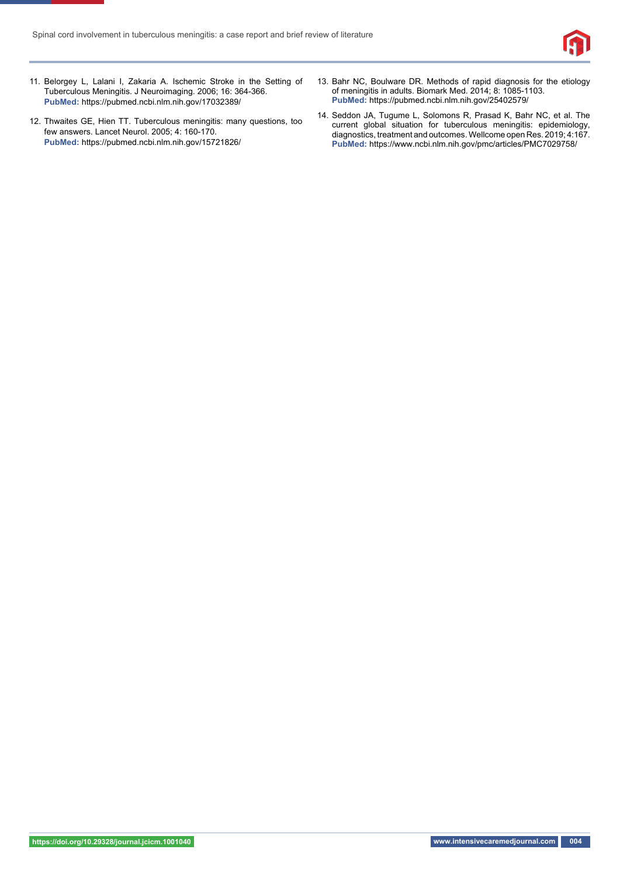11. Belorgey L, Lalani I, Zakaria A. Ischemic Stroke in the Setting of Tuberculous Meningitis. J Neuroimaging. 2006; 16: 364-366. **PubMed:** https://pubmed.ncbi.nlm.nih.gov/17032389/

12. Thwaites GE, Hien TT. Tuberculous meningitis: many questions, too few answers. Lancet Neurol. 2005; 4: 160-170. **PubMed:** https://pubmed.ncbi.nlm.nih.gov/15721826/

13. Bahr NC, Boulware DR. Methods of rapid diagnosis for the etiology of meningitis in adults. Biomark Med. 2014; 8: 1085-1103. **PubMed:** https://pubmed.ncbi.nlm.nih.gov/25402579/

14. Seddon JA, Tugume L, Solomons R, Prasad K, Bahr NC, et al. The current global situation for tuberculous meningitis: epidemiology, diagnostics, treatment and outcomes. Wellcome open Res. 2019; 4:167. **PubMed:** https://www.ncbi.nlm.nih.gov/pmc/articles/PMC7029758/